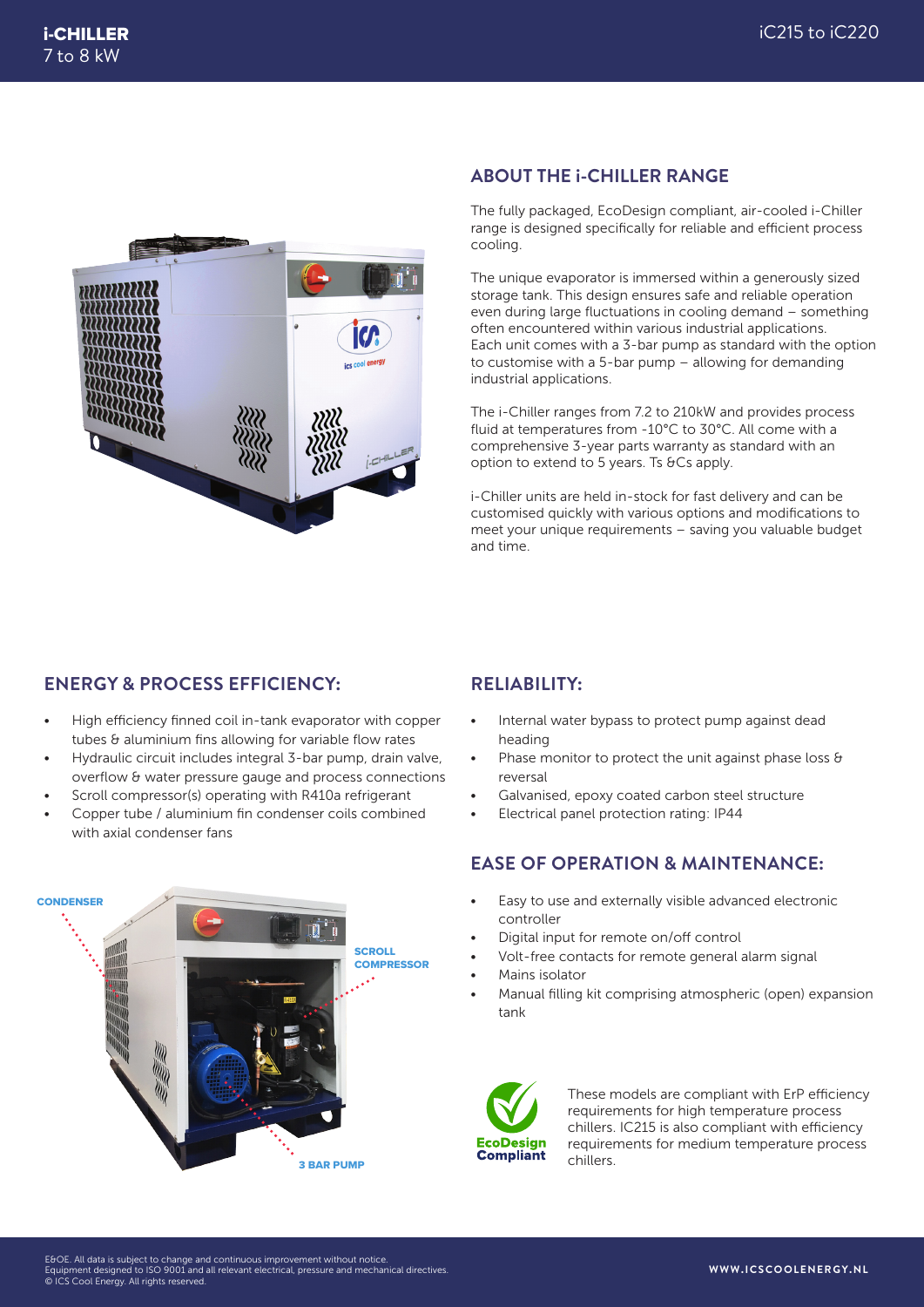# i-CHILLER
7 to 8 kW

iC215 to iC220

## ABOUT THE i-CHILLER RANGE

The fully packaged, EcoDesign compliant, air-cooled i-Chiller range is designed specifically for reliable and efficient process cooling.

The unique evaporator is immersed within a generously sized storage tank. This design ensures safe and reliable operation even during large fluctuations in cooling demand – something often encountered within various industrial applications. Each unit comes with a 3-bar pump as standard with the option to customise with a 5-bar pump – allowing for demanding industrial applications.

The i-Chiller ranges from 7.2 to 210kW and provides process fluid at temperatures from -10°C to 30°C. All come with a comprehensive 3-year parts warranty as standard with an option to extend to 5 years. Ts &Cs apply.

i-Chiller units are held in-stock for fast delivery and can be customised quickly with various options and modifications to meet your unique requirements – saving you valuable budget and time.

## ENERGY & PROCESS EFFICIENCY:

- High efficiency finned coil in-tank evaporator with copper tubes & aluminium fins allowing for variable flow rates
- Hydraulic circuit includes integral 3-bar pump, drain valve, overflow & water pressure gauge and process connections
- Scroll compressor(s) operating with R410a refrigerant
- Copper tube / aluminium fin condenser coils combined with axial condenser fans

CONDENSER

SCROLL COMPRESSOR

3 BAR PUMP

## RELIABILITY:

- Internal water bypass to protect pump against dead heading
- Phase monitor to protect the unit against phase loss & reversal
- Galvanised, epoxy coated carbon steel structure
- Electrical panel protection rating: IP44

## EASE OF OPERATION & MAINTENANCE:

- Easy to use and externally visible advanced electronic controller
- Digital input for remote on/off control
- Volt-free contacts for remote general alarm signal
- Mains isolator
- Manual filling kit comprising atmospheric (open) expansion tank

EcoDesign Compliant

These models are compliant with ErP efficiency requirements for high temperature process chillers. IC215 is also compliant with efficiency requirements for medium temperature process chillers.

E&OE. All data is subject to change and continuous improvement without notice.
Equipment designed to ISO 9001 and all relevant electrical, pressure and mechanical directives.
© ICS Cool Energy. All rights reserved.

WWW.ICSCOOLENERGY.NL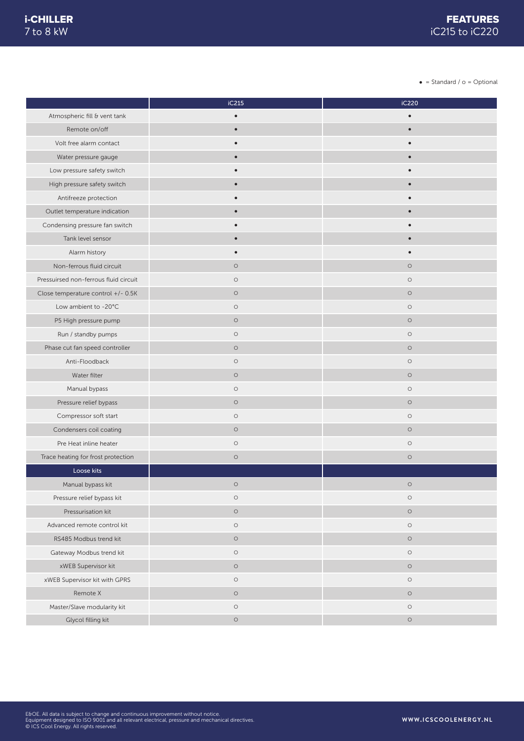# FEATURES

iC215 to iC220

● = Standard / o = Optional

| | iC215 | iC220 |
|---|---|---|
| Atmospheric fill & vent tank | ● | ● |
| Remote on/off | ● | ● |
| Volt free alarm contact | ● | ● |
| Water pressure gauge | ● | ● |
| Low pressure safety switch | ● | ● |
| High pressure safety switch | ● | ● |
| Antifreeze protection | ● | ● |
| Outlet temperature indication | ● | ● |
| Condensing pressure fan switch | ● | ● |
| Tank level sensor | ● | ● |
| Alarm history | ● | ● |
| Non-ferrous fluid circuit | o | o |
| Pressuirsed non-ferrous fluid circuit | o | o |
| Close temperature control +/- 0.5K | o | o |
| Low ambient to -20°C | o | o |
| P5 High pressure pump | o | o |
| Run / standby pumps | o | o |
| Phase cut fan speed controller | o | o |
| Anti-Floodback | o | o |
| Water filter | o | o |
| Manual bypass | o | o |
| Pressure relief bypass | o | o |
| Compressor soft start | o | o |
| Condensers coil coating | o | o |
| Pre Heat inline heater | o | o |
| Trace heating for frost protection | o | o |
| **Loose kits** | | |
| Manual bypass kit | o | o |
| Pressure relief bypass kit | o | o |
| Pressurisation kit | o | o |
| Advanced remote control kit | o | o |
| RS485 Modbus trend kit | o | o |
| Gateway Modbus trend kit | o | o |
| xWEB Supervisor kit | o | o |
| xWEB Supervisor kit with GPRS | o | o |
| Remote X | o | o |
| Master/Slave modularity kit | o | o |
| Glycol filling kit | o | o |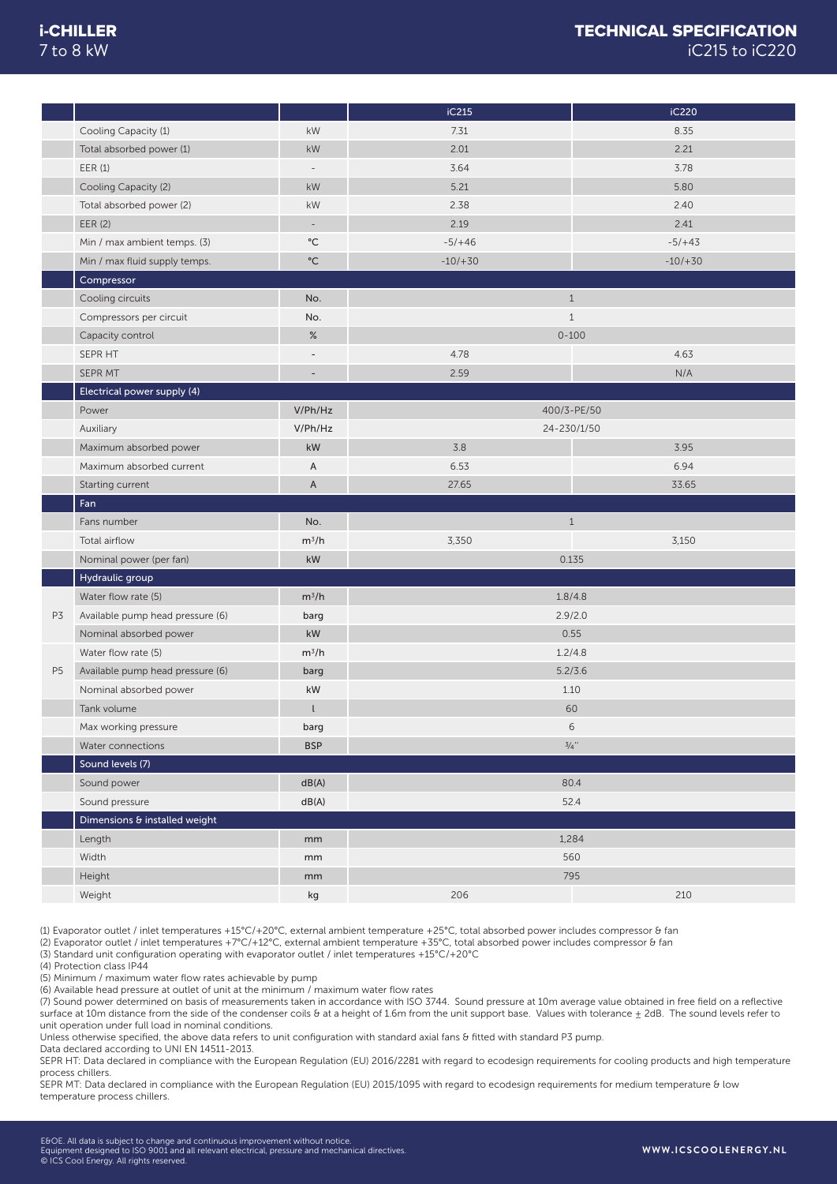# i-CHILLER 7 to 8 kW

## TECHNICAL SPECIFICATION iC215 to iC220

| | | | iC215 | iC220 |
|---|---|---|---|---|
| | Cooling Capacity (1) | kW | 7.31 | 8.35 |
| | Total absorbed power (1) | kW | 2.01 | 2.21 |
| | EER (1) | - | 3.64 | 3.78 |
| | Cooling Capacity (2) | kW | 5.21 | 5.80 |
| | Total absorbed power (2) | kW | 2.38 | 2.40 |
| | EER (2) | - | 2.19 | 2.41 |
| | Min / max ambient temps. (3) | °C | -5/+46 | -5/+43 |
| | Min / max fluid supply temps. | °C | -10/+30 | -10/+30 |
| | **Compressor** | | | |
| | Cooling circuits | No. | 1 | |
| | Compressors per circuit | No. | 1 | |
| | Capacity control | % | 0-100 | |
| | SEPR HT | - | 4.78 | 4.63 |
| | SEPR MT | - | 2.59 | N/A |
| | **Electrical power supply (4)** | | | |
| | Power | V/Ph/Hz | 400/3-PE/50 | |
| | Auxiliary | V/Ph/Hz | 24-230/1/50 | |
| | Maximum absorbed power | kW | 3.8 | 3.95 |
| | Maximum absorbed current | A | 6.53 | 6.94 |
| | Starting current | A | 27.65 | 33.65 |
| | **Fan** | | | |
| | Fans number | No. | 1 | |
| | Total airflow | m³/h | 3,350 | 3,150 |
| | Nominal power (per fan) | kW | 0.135 | |
| | **Hydraulic group** | | | |
| P3 | Water flow rate (5) | m³/h | 1.8/4.8 | |
| P3 | Available pump head pressure (6) | barg | 2.9/2.0 | |
| P3 | Nominal absorbed power | kW | 0.55 | |
| P5 | Water flow rate (5) | m³/h | 1.2/4.8 | |
| P5 | Available pump head pressure (6) | barg | 5.2/3.6 | |
| P5 | Nominal absorbed power | kW | 1.10 | |
| | Tank volume | l | 60 | |
| | Max working pressure | barg | 6 | |
| | Water connections | BSP | ¾" | |
| | **Sound levels (7)** | | | |
| | Sound power | dB(A) | 80.4 | |
| | Sound pressure | dB(A) | 52.4 | |
| | **Dimensions & installed weight** | | | |
| | Length | mm | 1,284 | |
| | Width | mm | 560 | |
| | Height | mm | 795 | |
| | Weight | kg | 206 | 210 |

(1) Evaporator outlet / inlet temperatures +15°C/+20°C, external ambient temperature +25°C, total absorbed power includes compressor & fan
(2) Evaporator outlet / inlet temperatures +7°C/+12°C, external ambient temperature +35°C, total absorbed power includes compressor & fan
(3) Standard unit configuration operating with evaporator outlet / inlet temperatures +15°C/+20°C
(4) Protection class IP44
(5) Minimum / maximum water flow rates achievable by pump
(6) Available head pressure at outlet of unit at the minimum / maximum water flow rates
(7) Sound power determined on basis of measurements taken in accordance with ISO 3744. Sound pressure at 10m average value obtained in free field on a reflective surface at 10m distance from the side of the condenser coils & at a height of 1.6m from the unit support base. Values with tolerance ± 2dB. The sound levels refer to unit operation under full load in nominal conditions.
Unless otherwise specified, the above data refers to unit configuration with standard axial fans & fitted with standard P3 pump.
Data declared according to UNI EN 14511-2013.
SEPR HT: Data declared in compliance with the European Regulation (EU) 2016/2281 with regard to ecodesign requirements for cooling products and high temperature process chillers.
SEPR MT: Data declared in compliance with the European Regulation (EU) 2015/1095 with regard to ecodesign requirements for medium temperature & low temperature process chillers.

E&OE. All data is subject to change and continuous improvement without notice.
Equipment designed to ISO 9001 and all relevant electrical, pressure and mechanical directives.
© ICS Cool Energy. All rights reserved.

WWW.ICSCOOLENERGY.NL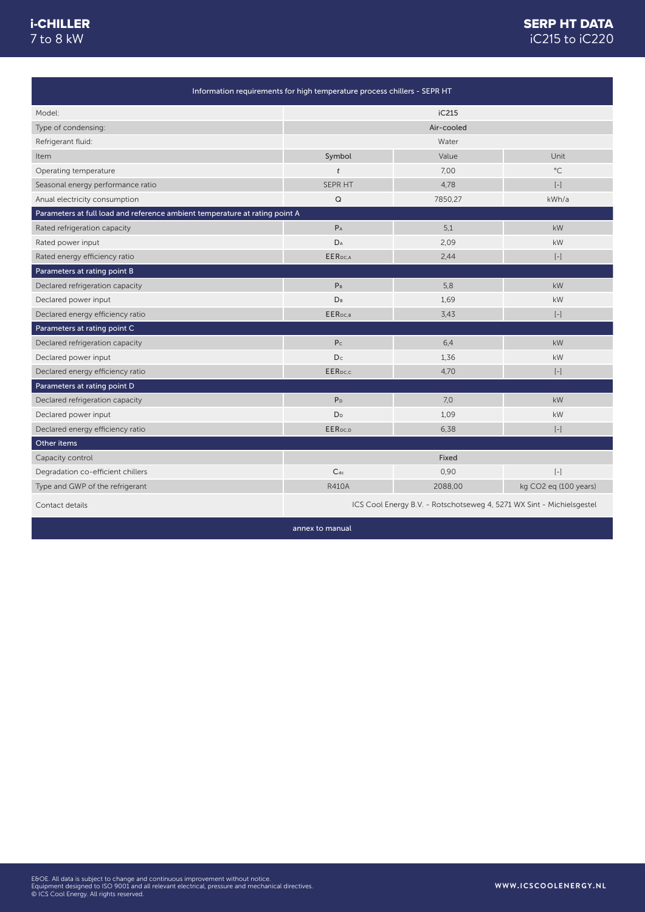# i-CHILLER
7 to 8 kW

# SERP HT DATA
iC215 to iC220

| Information requirements for high temperature process chillers - SEPR HT | | | |
|---|---|---|---|
| Model: | iC215 | | |
| Type of condensing: | Air-cooled | | |
| Refrigerant fluid: | Water | | |
| Item | Symbol | Value | Unit |
| Operating temperature | $t$ | 7,00 | °C |
| Seasonal energy performance ratio | SEPR HT | 4,78 | [-] |
| Anual electricity consumption | Q | 7850,27 | kWh/a |
| **Parameters at full load and reference ambient temperature at rating point A** | | | |
| Rated refrigeration capacity | $P_A$ | 5,1 | kW |
| Rated power input | $D_A$ | 2,09 | kW |
| Rated energy efficiency ratio | $EER_{DC,A}$ | 2,44 | [-] |
| **Parameters at rating point B** | | | |
| Declared refrigeration capacity | $P_B$ | 5,8 | kW |
| Declared power input | $D_B$ | 1,69 | kW |
| Declared energy efficiency ratio | $EER_{DC,B}$ | 3,43 | [-] |
| **Parameters at rating point C** | | | |
| Declared refrigeration capacity | $P_C$ | 6,4 | kW |
| Declared power input | $D_C$ | 1,36 | kW |
| Declared energy efficiency ratio | $EER_{DC,C}$ | 4,70 | [-] |
| **Parameters at rating point D** | | | |
| Declared refrigeration capacity | $P_D$ | 7,0 | kW |
| Declared power input | $D_D$ | 1,09 | kW |
| Declared energy efficiency ratio | $EER_{DC,D}$ | 6,38 | [-] |
| **Other items** | | | |
| Capacity control | Fixed | | |
| Degradation co-efficient chillers | $C_{dc}$ | 0,90 | [-] |
| Type and GWP of the refrigerant | R410A | 2088,00 | kg CO2 eq (100 years) |
| Contact details | ICS Cool Energy B.V. - Rotschotseweg 4, 5271 WX Sint - Michielsgestel | | |
| annex to manual | | | |

E&OE. All data is subject to change and continuous improvement without notice.
Equipment designed to ISO 9001 and all relevant electrical, pressure and mechanical directives.
© ICS Cool Energy. All rights reserved.

WWW.ICSCOOLENERGY.NL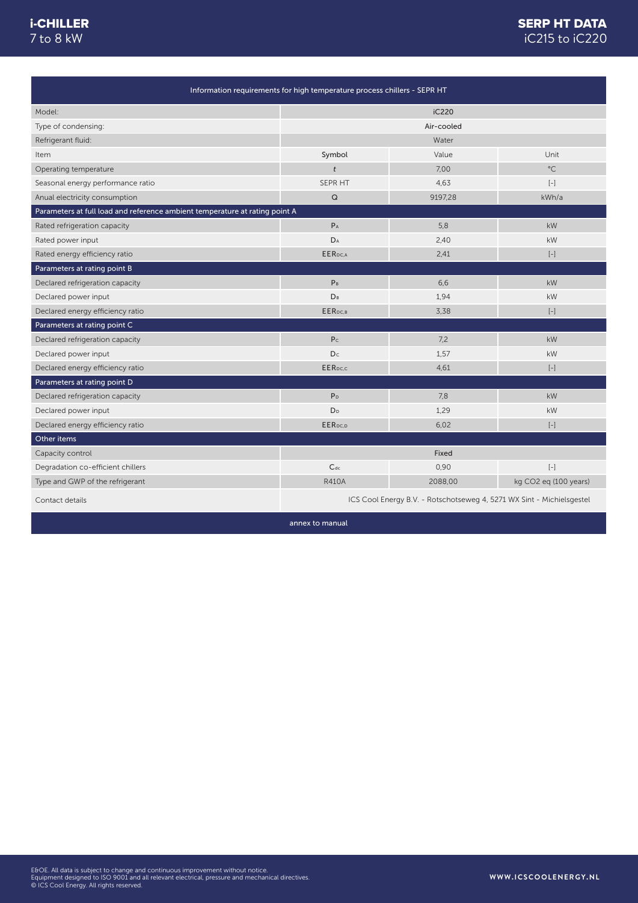| Information requirements for high temperature process chillers - SEPR HT | | | |
|---|---|---|---|
| Model: | iC220 | | |
| Type of condensing: | Air-cooled | | |
| Refrigerant fluid: | Water | | |
| Item | Symbol | Value | Unit |
| Operating temperature | $t$ | 7,00 | °C |
| Seasonal energy performance ratio | SEPR HT | 4,63 | [-] |
| Anual electricity consumption | Q | 9197,28 | kWh/a |
| **Parameters at full load and reference ambient temperature at rating point A** | | | |
| Rated refrigeration capacity | $P_A$ | 5,8 | kW |
| Rated power input | $D_A$ | 2,40 | kW |
| Rated energy efficiency ratio | $EER_{DC,A}$ | 2,41 | [-] |
| **Parameters at rating point B** | | | |
| Declared refrigeration capacity | $P_B$ | 6,6 | kW |
| Declared power input | $D_B$ | 1,94 | kW |
| Declared energy efficiency ratio | $EER_{DC,B}$ | 3,38 | [-] |
| **Parameters at rating point C** | | | |
| Declared refrigeration capacity | $P_C$ | 7,2 | kW |
| Declared power input | $D_C$ | 1,57 | kW |
| Declared energy efficiency ratio | $EER_{DC,C}$ | 4,61 | [-] |
| **Parameters at rating point D** | | | |
| Declared refrigeration capacity | $P_D$ | 7,8 | kW |
| Declared power input | $D_D$ | 1,29 | kW |
| Declared energy efficiency ratio | $EER_{DC,D}$ | 6,02 | [-] |
| **Other items** | | | |
| Capacity control | Fixed | | |
| Degradation co-efficient chillers | $C_{dc}$ | 0,90 | [-] |
| Type and GWP of the refrigerant | R410A | 2088,00 | kg $CO_2$ eq (100 years) |
| Contact details | ICS Cool Energy B.V. - Rotschotseweg 4, 5271 WX Sint - Michielsgestel | | |

annex to manual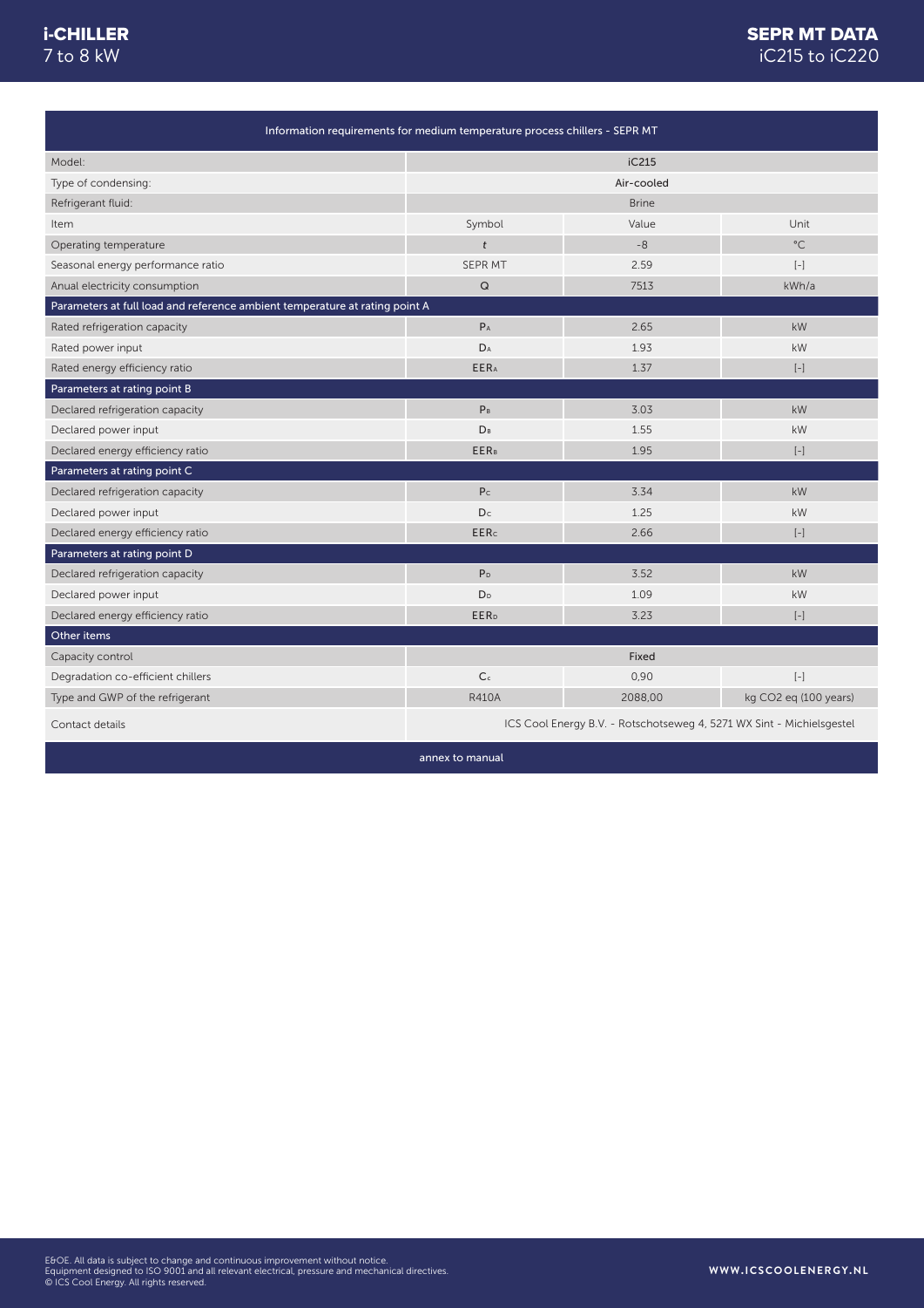| Information requirements for medium temperature process chillers - SEPR MT | | | |
|---|---|---|---|
| Model: | iC215 | | |
| Type of condensing: | Air-cooled | | |
| Refrigerant fluid: | Brine | | |
| Item | Symbol | Value | Unit |
| Operating temperature | *t* | -8 | °C |
| Seasonal energy performance ratio | SEPR MT | 2.59 | [-] |
| Anual electricity consumption | Q | 7513 | kWh/a |
| **Parameters at full load and reference ambient temperature at rating point A** | | | |
| Rated refrigeration capacity | $P_A$ | 2.65 | kW |
| Rated power input | $D_A$ | 1.93 | kW |
| Rated energy efficiency ratio | $EER_A$ | 1.37 | [-] |
| **Parameters at rating point B** | | | |
| Declared refrigeration capacity | $P_B$ | 3.03 | kW |
| Declared power input | $D_B$ | 1.55 | kW |
| Declared energy efficiency ratio | $EER_B$ | 1.95 | [-] |
| **Parameters at rating point C** | | | |
| Declared refrigeration capacity | $P_C$ | 3.34 | kW |
| Declared power input | $D_C$ | 1.25 | kW |
| Declared energy efficiency ratio | $EER_C$ | 2.66 | [-] |
| **Parameters at rating point D** | | | |
| Declared refrigeration capacity | $P_D$ | 3.52 | kW |
| Declared power input | $D_D$ | 1.09 | kW |
| Declared energy efficiency ratio | $EER_D$ | 3.23 | [-] |
| **Other items** | | | |
| Capacity control | Fixed | | |
| Degradation co-efficient chillers | $C_c$ | 0,90 | [-] |
| Type and GWP of the refrigerant | R410A | 2088,00 | kg CO2 eq (100 years) |
| Contact details | ICS Cool Energy B.V. - Rotschotseweg 4, 5271 WX Sint - Michielsgestel | | |

annex to manual

E&OE. All data is subject to change and continuous improvement without notice.
Equipment designed to ISO 9001 and all relevant electrical, pressure and mechanical directives.
© ICS Cool Energy. All rights reserved.

WWW.ICSCOOLENERGY.NL